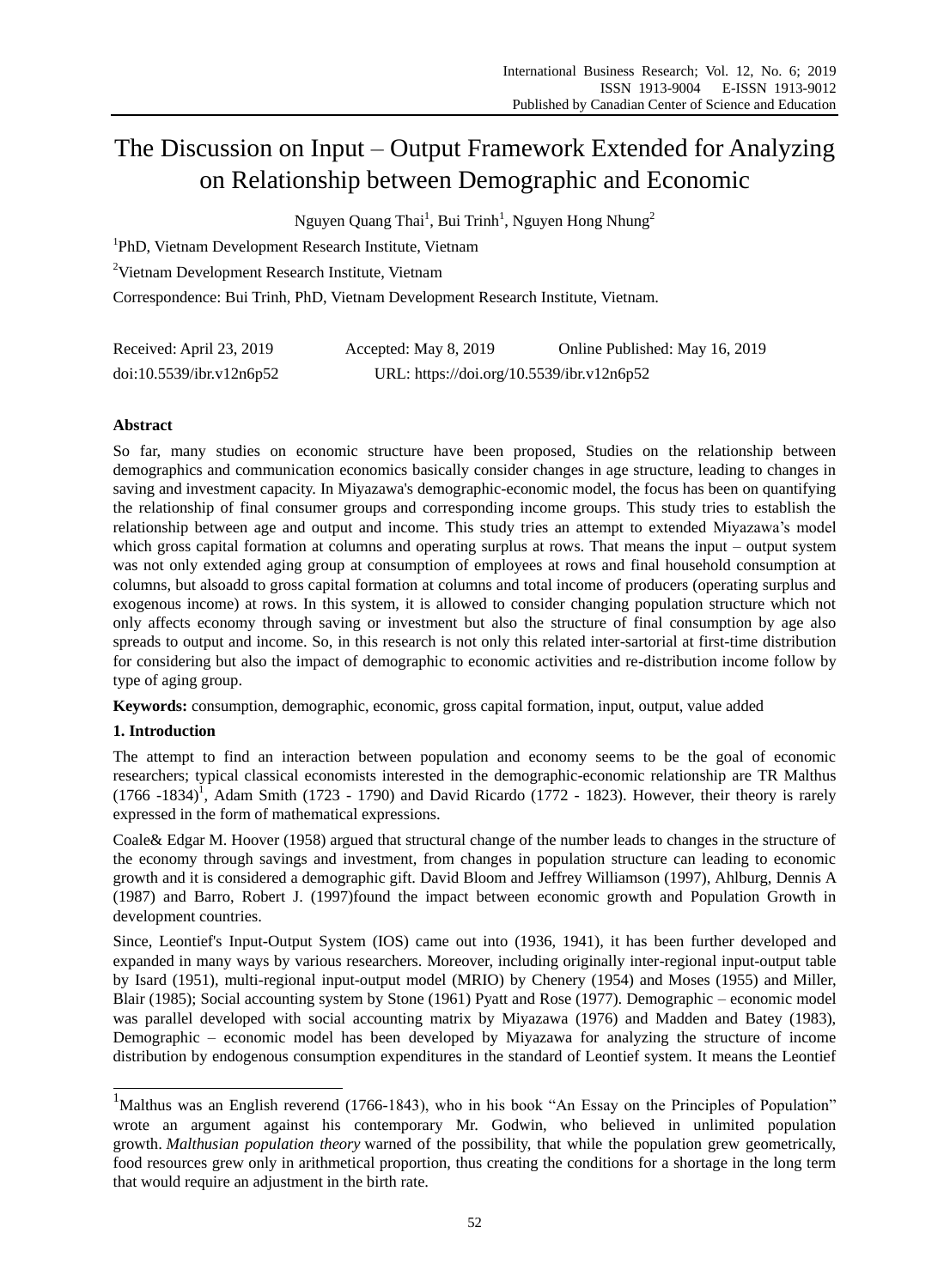# The Discussion on Input – Output Framework Extended for Analyzing on Relationship between Demographic and Economic

Nguyen Quang Thai[1], Bui Trinh[1], Nguyen Hong Nhung[2]

[1]PhD, Vietnam Development Research Institute, Vietnam

[2]Vietnam Development Research Institute, Vietnam

Correspondence: Bui Trinh, PhD, Vietnam Development Research Institute, Vietnam.

Received: April 23, 2019 Accepted: May 8, 2019 Online Published: May 16, 2019

doi:10.5539/ibr.v12n6p52 URL: https://doi.org/10.5539/ibr.v12n6p52

## Abstract

So far, many studies on economic structure have been proposed, Studies on the relationship between demographics and communication economics basically consider changes in age structure, leading to changes in saving and investment capacity. In Miyazawa's demographic-economic model, the focus has been on quantifying the relationship of final consumer groups and corresponding income groups. This study tries to establish the relationship between age and output and income. This study tries an attempt to extended Miyazawa's model which gross capital formation at columns and operating surplus at rows. That means the input – output system was not only extended aging group at consumption of employees at rows and final household consumption at columns, but alsoadd to gross capital formation at columns and total income of producers (operating surplus and exogenous income) at rows. In this system, it is allowed to consider changing population structure which not only affects economy through saving or investment but also the structure of final consumption by age also spreads to output and income. So, in this research is not only this related inter-sartorial at first-time distribution for considering but also the impact of demographic to economic activities and re-distribution income follow by type of aging group.

**Keywords:** consumption, demographic, economic, gross capital formation, input, output, value added

## 1. Introduction

The attempt to find an interaction between population and economy seems to be the goal of economic researchers; typical classical economists interested in the demographic-economic relationship are TR Malthus (1766 -1834)[1], Adam Smith (1723 - 1790) and David Ricardo (1772 - 1823). However, their theory is rarely expressed in the form of mathematical expressions.

Coale& Edgar M. Hoover (1958) argued that structural change of the number leads to changes in the structure of the economy through savings and investment, from changes in population structure can leading to economic growth and it is considered a demographic gift. David Bloom and Jeffrey Williamson (1997), Ahlburg, Dennis A (1987) and Barro, Robert J. (1997)found the impact between economic growth and Population Growth in development countries.

Since, Leontief's Input-Output System (IOS) came out into (1936, 1941), it has been further developed and expanded in many ways by various researchers. Moreover, including originally inter-regional input-output table by Isard (1951), multi-regional input-output model (MRIO) by Chenery (1954) and Moses (1955) and Miller, Blair (1985); Social accounting system by Stone (1961) Pyatt and Rose (1977). Demographic – economic model was parallel developed with social accounting matrix by Miyazawa (1976) and Madden and Batey (1983), Demographic – economic model has been developed by Miyazawa for analyzing the structure of income distribution by endogenous consumption expenditures in the standard of Leontief system. It means the Leontief

---

[1]Malthus was an English reverend (1766-1843), who in his book "An Essay on the Principles of Population" wrote an argument against his contemporary Mr. Godwin, who believed in unlimited population growth. *Malthusian population theory* warned of the possibility, that while the population grew geometrically, food resources grew only in arithmetical proportion, thus creating the conditions for a shortage in the long term that would require an adjustment in the birth rate.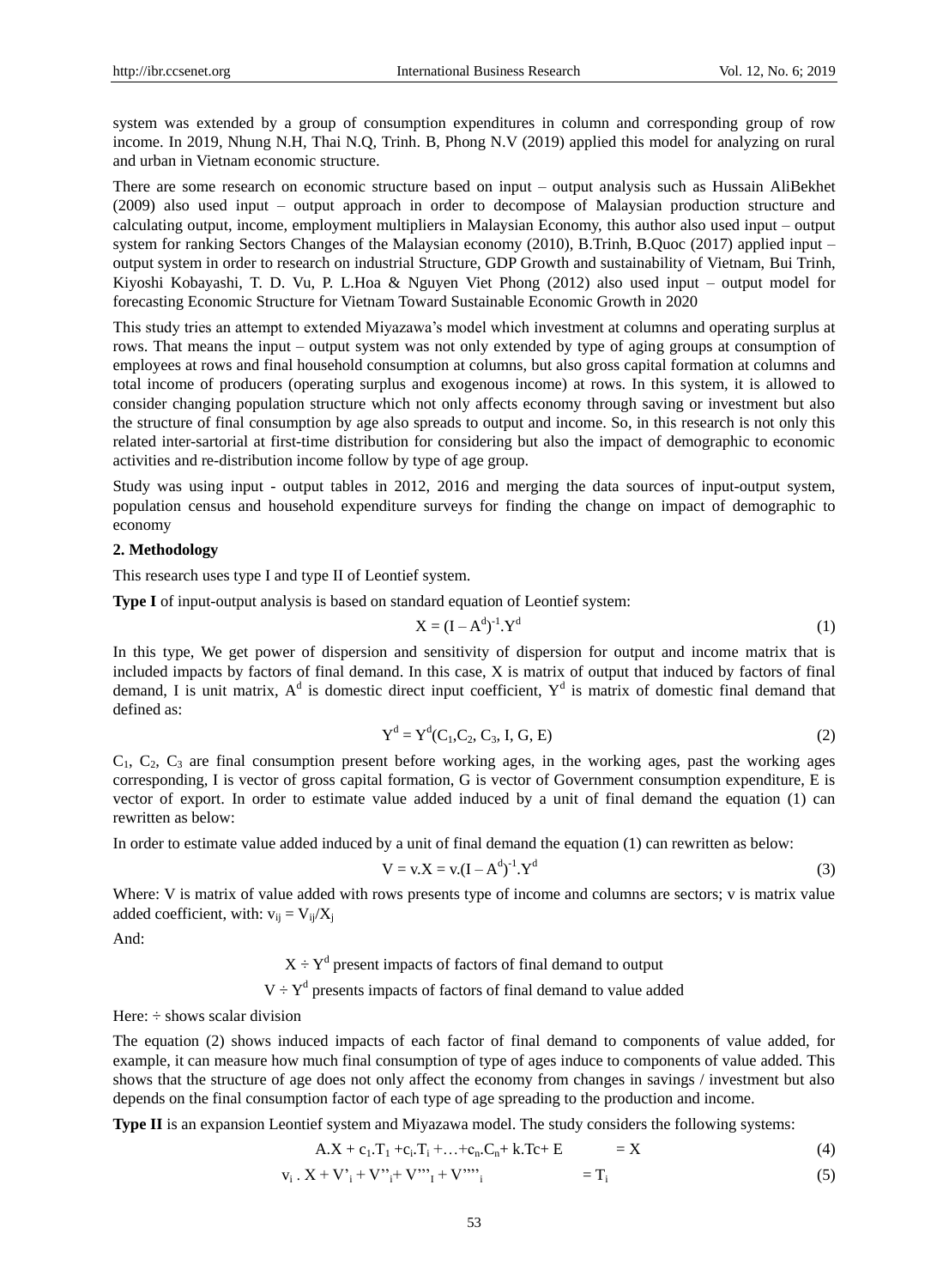system was extended by a group of consumption expenditures in column and corresponding group of row income. In 2019, Nhung N.H, Thai N.Q, Trinh. B, Phong N.V (2019) applied this model for analyzing on rural and urban in Vietnam economic structure.

There are some research on economic structure based on input – output analysis such as Hussain AliBekhet (2009) also used input – output approach in order to decompose of Malaysian production structure and calculating output, income, employment multipliers in Malaysian Economy, this author also used input – output system for ranking Sectors Changes of the Malaysian economy (2010), B.Trinh, B.Quoc (2017) applied input – output system in order to research on industrial Structure, GDP Growth and sustainability of Vietnam, Bui Trinh, Kiyoshi Kobayashi, T. D. Vu, P. L.Hoa & Nguyen Viet Phong (2012) also used input – output model for forecasting Economic Structure for Vietnam Toward Sustainable Economic Growth in 2020

This study tries an attempt to extended Miyazawa's model which investment at columns and operating surplus at rows. That means the input – output system was not only extended by type of aging groups at consumption of employees at rows and final household consumption at columns, but also gross capital formation at columns and total income of producers (operating surplus and exogenous income) at rows. In this system, it is allowed to consider changing population structure which not only affects economy through saving or investment but also the structure of final consumption by age also spreads to output and income. So, in this research is not only this related inter-sartorial at first-time distribution for considering but also the impact of demographic to economic activities and re-distribution income follow by type of age group.

Study was using input - output tables in 2012, 2016 and merging the data sources of input-output system, population census and household expenditure surveys for finding the change on impact of demographic to economy

## 2. Methodology

This research uses type I and type II of Leontief system.

**Type I** of input-output analysis is based on standard equation of Leontief system:

$$X = (I - A^d)^{-1}.Y^d \tag{1}$$

In this type, We get power of dispersion and sensitivity of dispersion for output and income matrix that is included impacts by factors of final demand. In this case, X is matrix of output that induced by factors of final demand, I is unit matrix, $A^d$ is domestic direct input coefficient, $Y^d$ is matrix of domestic final demand that defined as:

$$Y^d = Y^d(C_1, C_2, C_3, I, G, E) \tag{2}$$

$C_1$, $C_2$, $C_3$ are final consumption present before working ages, in the working ages, past the working ages corresponding, I is vector of gross capital formation, G is vector of Government consumption expenditure, E is vector of export. In order to estimate value added induced by a unit of final demand the equation (1) can rewritten as below:

In order to estimate value added induced by a unit of final demand the equation (1) can rewritten as below:

$$V = v.X = v.(I - A^d)^{-1}.Y^d \tag{3}$$

Where: V is matrix of value added with rows presents type of income and columns are sectors; v is matrix value added coefficient, with: $v_{ij} = V_{ij}/X_j$

And:

$X \div Y^d$ present impacts of factors of final demand to output

$V \div Y^d$ presents impacts of factors of final demand to value added

Here: ÷ shows scalar division

The equation (2) shows induced impacts of each factor of final demand to components of value added, for example, it can measure how much final consumption of type of ages induce to components of value added. This shows that the structure of age does not only affect the economy from changes in savings / investment but also depends on the final consumption factor of each type of age spreading to the production and income.

**Type II** is an expansion Leontief system and Miyazawa model. The study considers the following systems:

$$A.X + c_1.T_1 + c_i.T_i + \ldots + c_n.C_n + k.Tc + E = X \tag{4}$$

$$v_i . X + V'_i + V''_i + V'''_I + V''''_i = T_i \tag{5}$$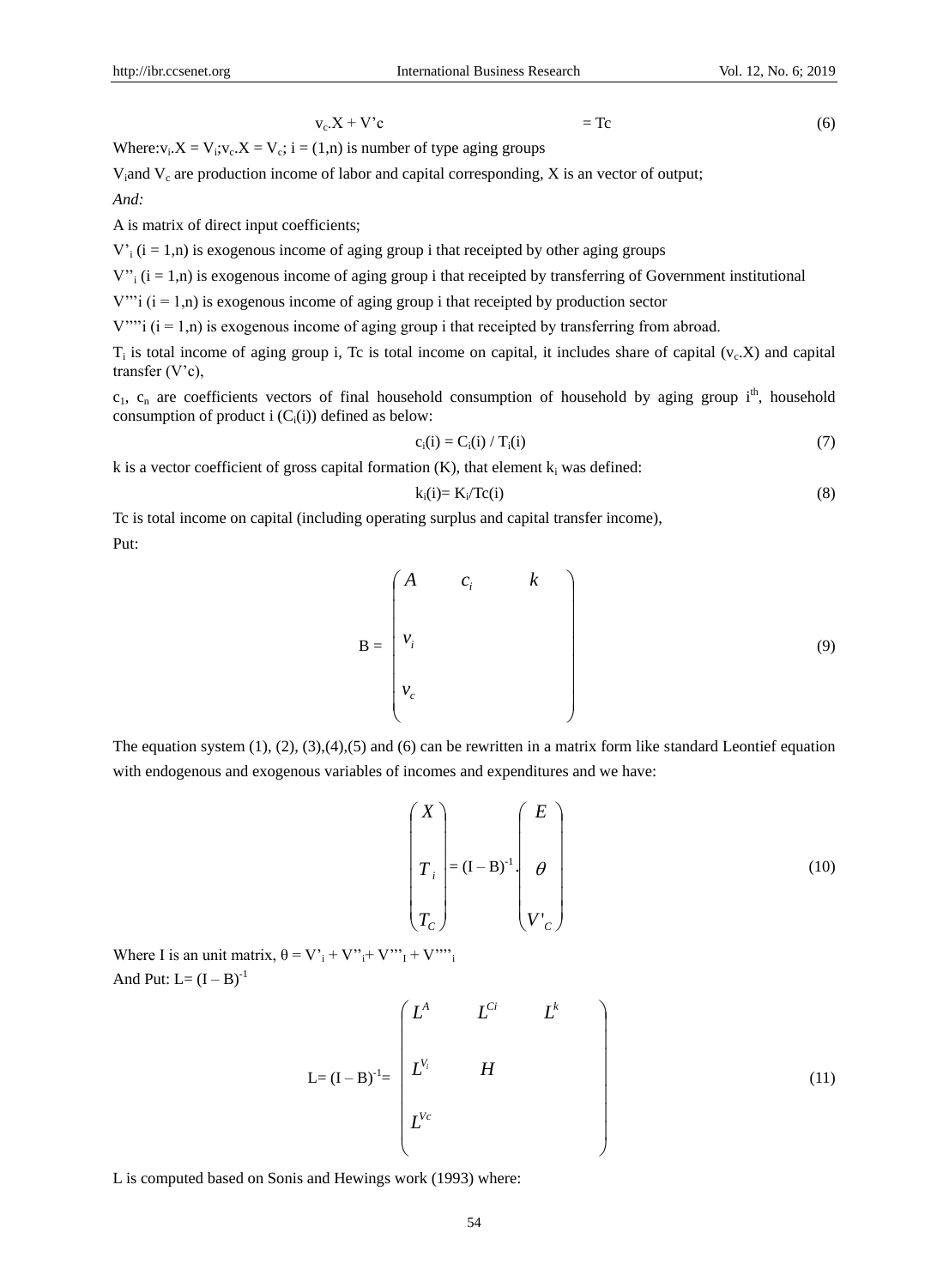$$v_c.X + V'c \qquad\qquad = Tc \tag{6}$$

Where: $v_i.X = V_i$; $v_c.X = V_c$; $i = (1,n)$ is number of type aging groups

$V_i$ and $V_c$ are production income of labor and capital corresponding, X is an vector of output;

*And:*

A is matrix of direct input coefficients;

$V'_i$ ($i = 1,n$) is exogenous income of aging group i that receipted by other aging groups

$V''_i$ ($i = 1,n$) is exogenous income of aging group i that receipted by transferring of Government institutional

$V'''i$ ($i = 1,n$) is exogenous income of aging group i that receipted by production sector

$V''''i$ ($i = 1,n$) is exogenous income of aging group i that receipted by transferring from abroad.

$T_i$ is total income of aging group i, Tc is total income on capital, it includes share of capital ($v_c.X$) and capital transfer ($V'c$),

$c_1$, $c_n$ are coefficients vectors of final household consumption of household by aging group i[th], household consumption of product i ($C_i(i)$) defined as below:

$$c_i(i) = C_i(i) / T_i(i) \tag{7}$$

k is a vector coefficient of gross capital formation (K), that element $k_i$ was defined:

$$k_i(i) = K_i/Tc(i) \tag{8}$$

Tc is total income on capital (including operating surplus and capital transfer income),

Put:

$$B = \begin{pmatrix} A & c_i & k \\ v_i & & \\ v_c & & \end{pmatrix} \tag{9}$$

The equation system (1), (2), (3),(4),(5) and (6) can be rewritten in a matrix form like standard Leontief equation with endogenous and exogenous variables of incomes and expenditures and we have:

$$\begin{pmatrix} X \\ T_i \\ T_C \end{pmatrix} = (I - B)^{-1} . \begin{pmatrix} E \\ \theta \\ V'_C \end{pmatrix} \tag{10}$$

Where I is an unit matrix, $\theta = V'_i + V''_i + V'''_I + V''''_i$

And Put: $L = (I - B)^{-1}$

$$L = (I - B)^{-1} = \begin{pmatrix} L^A & L^{Ci} & L^k \\ L^{V_i} & H & \\ L^{Vc} & & \end{pmatrix} \tag{11}$$

L is computed based on Sonis and Hewings work (1993) where: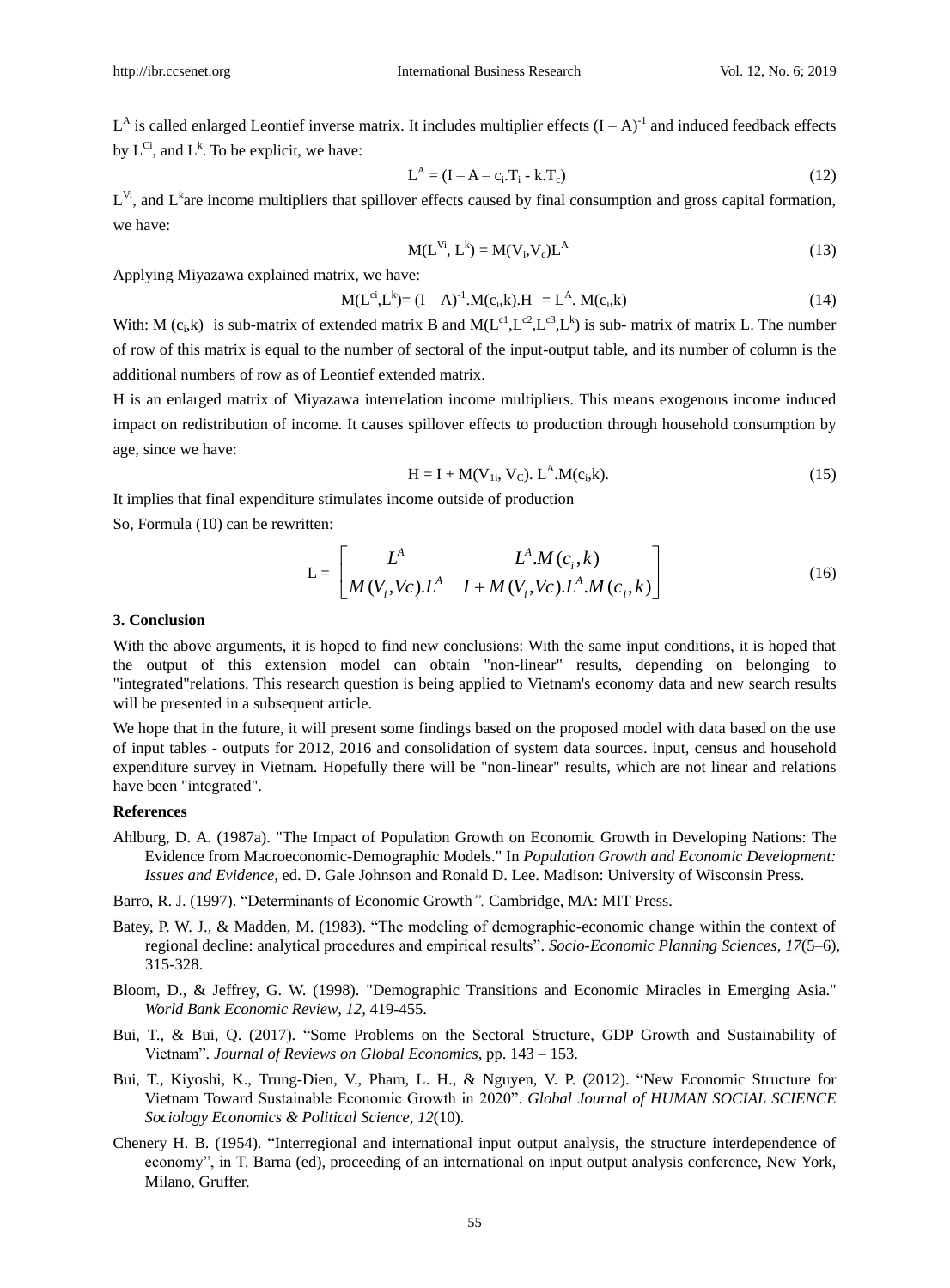$L^A$ is called enlarged Leontief inverse matrix. It includes multiplier effects $(I – A)^{-1}$ and induced feedback effects by $L^{Ci}$, and $L^k$. To be explicit, we have:

$$L^A = (I – A – c_i.T_i - k.T_c) \tag{12}$$

$L^{Vi}$, and $L^k$are income multipliers that spillover effects caused by final consumption and gross capital formation, we have:

$$M(L^{Vi}, L^k) = M(V_i,V_c)L^A \tag{13}$$

Applying Miyazawa explained matrix, we have:

$$M(L^{ci},L^k)= (I – A)^{-1}.M(c_i,k).H \; = L^A. M(c_i,k) \tag{14}$$

With: $M (c_i,k)$ is sub-matrix of extended matrix B and $M(L^{c1},L^{c2},L^{c3},L^k)$ is sub- matrix of matrix L. The number of row of this matrix is equal to the number of sectoral of the input-output table, and its number of column is the additional numbers of row as of Leontief extended matrix.

H is an enlarged matrix of Miyazawa interrelation income multipliers. This means exogenous income induced impact on redistribution of income. It causes spillover effects to production through household consumption by age, since we have:

$$H = I + M(V_{1i}, V_C). L^A.M(c_i,k). \tag{15}$$

It implies that final expenditure stimulates income outside of production

So, Formula (10) can be rewritten:

$$L = \begin{bmatrix} L^A & L^A.M(c_i,k) \\ M(V_i,Vc).L^A & I + M(V_i,Vc).L^A.M(c_i,k) \end{bmatrix} \tag{16}$$

**3. Conclusion**

With the above arguments, it is hoped to find new conclusions: With the same input conditions, it is hoped that the output of this extension model can obtain "non-linear" results, depending on belonging to "integrated"relations. This research question is being applied to Vietnam's economy data and new search results will be presented in a subsequent article.

We hope that in the future, it will present some findings based on the proposed model with data based on the use of input tables - outputs for 2012, 2016 and consolidation of system data sources. input, census and household expenditure survey in Vietnam. Hopefully there will be "non-linear" results, which are not linear and relations have been "integrated".

**References**

Ahlburg, D. A. (1987a). "The Impact of Population Growth on Economic Growth in Developing Nations: The Evidence from Macroeconomic-Demographic Models." In *Population Growth and Economic Development: Issues and Evidence,* ed. D. Gale Johnson and Ronald D. Lee. Madison: University of Wisconsin Press.

Barro, R. J. (1997). "Determinants of Economic Growth*".* Cambridge, MA: MIT Press.

Batey, P. W. J., & Madden, M. (1983). "The modeling of demographic-economic change within the context of regional decline: analytical procedures and empirical results". *Socio-Economic Planning Sciences, 17*(5–6), 315-328.

Bloom, D., & Jeffrey, G. W. (1998). "Demographic Transitions and Economic Miracles in Emerging Asia." *World Bank Economic Review, 12*, 419-455.

Bui, T., & Bui, Q. (2017). "Some Problems on the Sectoral Structure, GDP Growth and Sustainability of Vietnam". *Journal of Reviews on Global Economics,* pp. 143 – 153.

Bui, T., Kiyoshi, K., Trung-Dien, V., Pham, L. H., & Nguyen, V. P. (2012). "New Economic Structure for Vietnam Toward Sustainable Economic Growth in 2020". *Global Journal of HUMAN SOCIAL SCIENCE Sociology Economics & Political Science, 12*(10).

Chenery H. B. (1954). "Interregional and international input output analysis, the structure interdependence of economy", in T. Barna (ed), proceeding of an international on input output analysis conference, New York, Milano, Gruffer.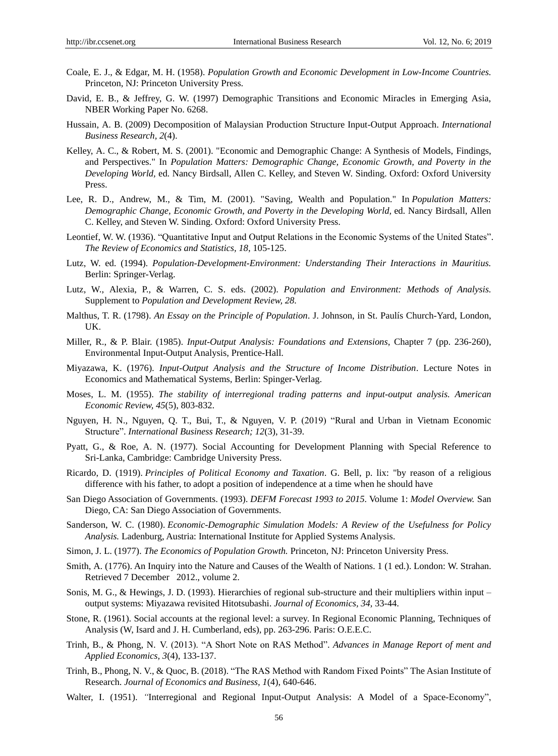Coale, E. J., & Edgar, M. H. (1958). *Population Growth and Economic Development in Low-Income Countries.* Princeton, NJ: Princeton University Press.

David, E. B., & Jeffrey, G. W. (1997) Demographic Transitions and Economic Miracles in Emerging Asia, NBER Working Paper No. 6268.

Hussain, A. B. (2009) Decomposition of Malaysian Production Structure Input-Output Approach. *International Business Research, 2*(4).

Kelley, A. C., & Robert, M. S. (2001). "Economic and Demographic Change: A Synthesis of Models, Findings, and Perspectives." In *Population Matters: Demographic Change, Economic Growth, and Poverty in the Developing World,* ed. Nancy Birdsall, Allen C. Kelley, and Steven W. Sinding. Oxford: Oxford University Press.

Lee, R. D., Andrew, M., & Tim, M. (2001). "Saving, Wealth and Population." In *Population Matters: Demographic Change, Economic Growth, and Poverty in the Developing World,* ed. Nancy Birdsall, Allen C. Kelley, and Steven W. Sinding. Oxford: Oxford University Press.

Leontief, W. W. (1936). "Quantitative Input and Output Relations in the Economic Systems of the United States". *The Review of Economics and Statistics, 18*, 105-125.

Lutz, W. ed. (1994). *Population-Development-Environment: Understanding Their Interactions in Mauritius.* Berlin: Springer-Verlag.

Lutz, W., Alexia, P., & Warren, C. S. eds. (2002). *Population and Environment: Methods of Analysis.* Supplement to *Population and Development Review, 28*.

Malthus, T. R. (1798). *An Essay on the Principle of Population*. J. Johnson, in St. Paulís Church-Yard, London, UK.

Miller, R., & P. Blair. (1985). *Input-Output Analysis: Foundations and Extensions*, Chapter 7 (pp. 236-260), Environmental Input-Output Analysis, Prentice-Hall.

Miyazawa, K. (1976). *Input-Output Analysis and the Structure of Income Distribution*. Lecture Notes in Economics and Mathematical Systems, Berlin: Spinger-Verlag.

Moses, L. M. (1955). *The stability of interregional trading patterns and input-output analysis. American Economic Review, 45*(5), 803-832.

Nguyen, H. N., Nguyen, Q. T., Bui, T., & Nguyen, V. P. (2019) "Rural and Urban in Vietnam Economic Structure". *International Business Research; 12*(3), 31-39.

Pyatt, G., & Roe, A. N. (1977). Social Accounting for Development Planning with Special Reference to Sri-Lanka, Cambridge: Cambridge University Press.

Ricardo, D. (1919). *Principles of Political Economy and Taxation*. G. Bell, p. lix: "by reason of a religious difference with his father, to adopt a position of independence at a time when he should have

San Diego Association of Governments. (1993). *DEFM Forecast 1993 to 2015*. Volume 1: *Model Overview.* San Diego, CA: San Diego Association of Governments.

Sanderson, W. C. (1980). *Economic-Demographic Simulation Models: A Review of the Usefulness for Policy Analysis.* Ladenburg, Austria: International Institute for Applied Systems Analysis.

Simon, J. L. (1977). *The Economics of Population Growth.* Princeton, NJ: Princeton University Press.

Smith, A. (1776). An Inquiry into the Nature and Causes of the Wealth of Nations. 1 (1 ed.). London: W. Strahan. Retrieved 7 December 2012., volume 2.

Sonis, M. G., & Hewings, J. D. (1993). Hierarchies of regional sub-structure and their multipliers within input – output systems: Miyazawa revisited Hitotsubashi. *Journal of Economics, 34*, 33-44.

Stone, R. (1961). Social accounts at the regional level: a survey. In Regional Economic Planning, Techniques of Analysis (W, Isard and J. H. Cumberland, eds), pp. 263-296. Paris: O.E.E.C.

Trinh, B., & Phong, N. V. (2013). "A Short Note on RAS Method". *Advances in Manage Report of ment and Applied Economics, 3*(4), 133-137.

Trinh, B., Phong, N. V., & Quoc, B. (2018). "The RAS Method with Random Fixed Points" The Asian Institute of Research. *Journal of Economics and Business, 1*(4), 640-646.

Walter, I. (1951). "Interregional and Regional Input-Output Analysis: A Model of a Space-Economy",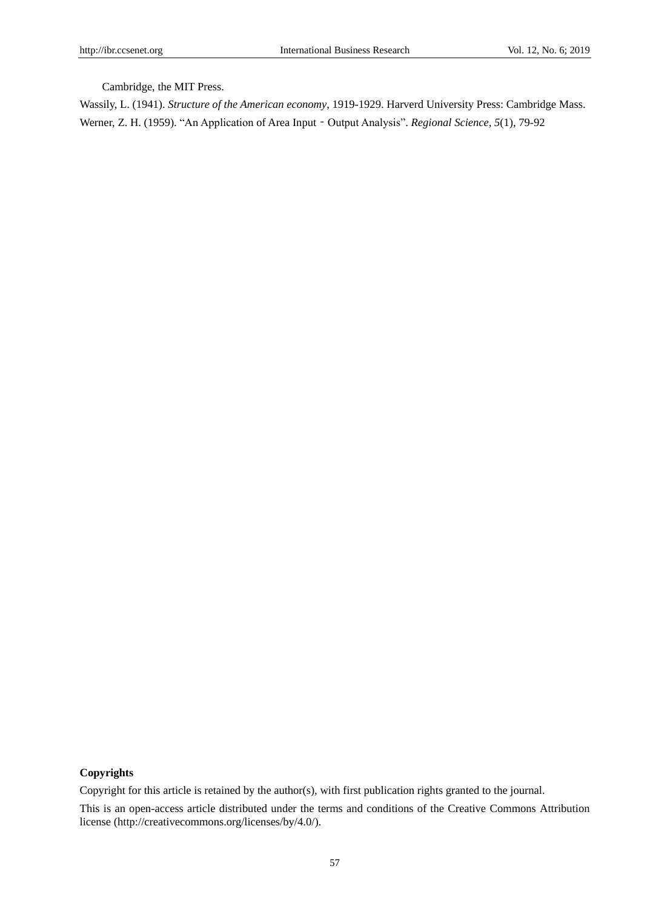Cambridge, the MIT Press.

Wassily, L. (1941). *Structure of the American economy*, 1919-1929. Harverd University Press: Cambridge Mass.

Werner, Z. H. (1959). "An Application of Area Input‐Output Analysis". *Regional Science, 5*(1), 79-92

**Copyrights**

Copyright for this article is retained by the author(s), with first publication rights granted to the journal.

This is an open-access article distributed under the terms and conditions of the Creative Commons Attribution license (http://creativecommons.org/licenses/by/4.0/).